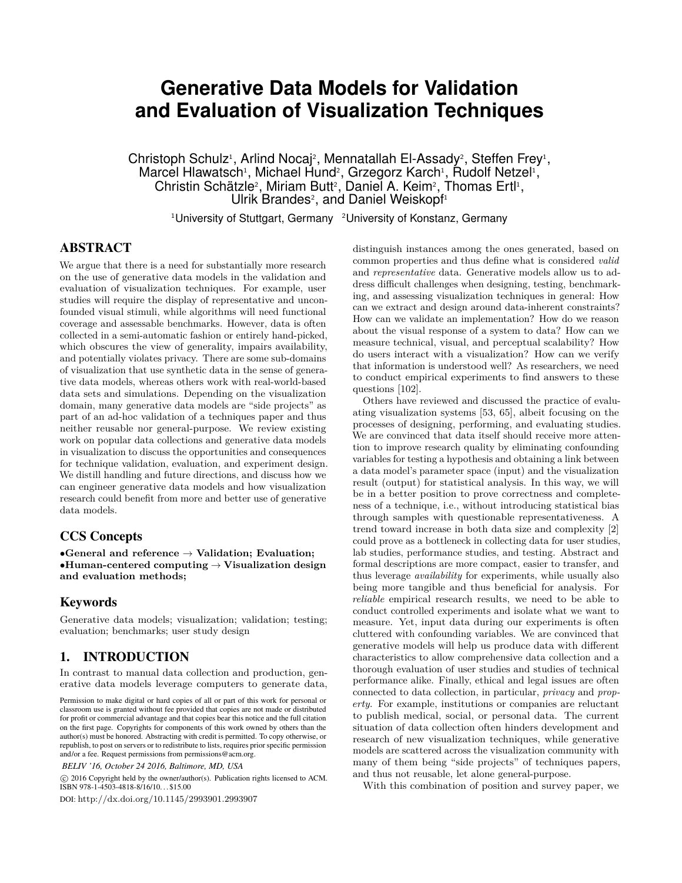# Generative Data Models for Validation and Evaluation of Visualization Techniques

Christoph Schulz[1], Arlind Nocaj[2], Mennatallah El-Assady[2], Steffen Frey[1], Marcel Hlawatsch[1], Michael Hund[2], Grzegorz Karch[1], Rudolf Netzel[1], Christin Schätzle[2], Miriam Butt[2], Daniel A. Keim[2], Thomas Ertl[1], Ulrik Brandes[2], and Daniel Weiskopf[1]

[1]University of Stuttgart, Germany [2]University of Konstanz, Germany

## ABSTRACT

We argue that there is a need for substantially more research on the use of generative data models in the validation and evaluation of visualization techniques. For example, user studies will require the display of representative and unconfounded visual stimuli, while algorithms will need functional coverage and assessable benchmarks. However, data is often collected in a semi-automatic fashion or entirely hand-picked, which obscures the view of generality, impairs availability, and potentially violates privacy. There are some sub-domains of visualization that use synthetic data in the sense of generative data models, whereas others work with real-world-based data sets and simulations. Depending on the visualization domain, many generative data models are "side projects" as part of an ad-hoc validation of a techniques paper and thus neither reusable nor general-purpose. We review existing work on popular data collections and generative data models in visualization to discuss the opportunities and consequences for technique validation, evaluation, and experiment design. We distill handling and future directions, and discuss how we can engineer generative data models and how visualization research could benefit from more and better use of generative data models.

## CCS Concepts

**•General and reference → Validation; Evaluation; •Human-centered computing → Visualization design and evaluation methods;**

## Keywords

Generative data models; visualization; validation; testing; evaluation; benchmarks; user study design

## 1. INTRODUCTION

In contrast to manual data collection and production, generative data models leverage computers to generate data, distinguish instances among the ones generated, based on common properties and thus define what is considered *valid* and *representative* data. Generative models allow us to address difficult challenges when designing, testing, benchmarking, and assessing visualization techniques in general: How can we extract and design around data-inherent constraints? How can we validate an implementation? How do we reason about the visual response of a system to data? How can we measure technical, visual, and perceptual scalability? How do users interact with a visualization? How can we verify that information is understood well? As researchers, we need to conduct empirical experiments to find answers to these questions [102].

Others have reviewed and discussed the practice of evaluating visualization systems [53, 65], albeit focusing on the processes of designing, performing, and evaluating studies. We are convinced that data itself should receive more attention to improve research quality by eliminating confounding variables for testing a hypothesis and obtaining a link between a data model's parameter space (input) and the visualization result (output) for statistical analysis. In this way, we will be in a better position to prove correctness and completeness of a technique, i.e., without introducing statistical bias through samples with questionable representativeness. A trend toward increase in both data size and complexity [2] could prove as a bottleneck in collecting data for user studies, lab studies, performance studies, and testing. Abstract and formal descriptions are more compact, easier to transfer, and thus leverage *availability* for experiments, while usually also being more tangible and thus beneficial for analysis. For *reliable* empirical research results, we need to be able to conduct controlled experiments and isolate what we want to measure. Yet, input data during our experiments is often cluttered with confounding variables. We are convinced that generative models will help us produce data with different characteristics to allow comprehensive data collection and a thorough evaluation of user studies and studies of technical performance alike. Finally, ethical and legal issues are often connected to data collection, in particular, *privacy* and *property*. For example, institutions or companies are reluctant to publish medical, social, or personal data. The current situation of data collection often hinders development and research of new visualization techniques, while generative models are scattered across the visualization community with many of them being "side projects" of techniques papers, and thus not reusable, let alone general-purpose.

With this combination of position and survey paper, we

Permission to make digital or hard copies of all or part of this work for personal or classroom use is granted without fee provided that copies are not made or distributed for profit or commercial advantage and that copies bear this notice and the full citation on the first page. Copyrights for components of this work owned by others than the author(s) must be honored. Abstracting with credit is permitted. To copy otherwise, or republish, to post on servers or to redistribute to lists, requires prior specific permission and/or a fee. Request permissions from permissions@acm.org.

*BELIV '16, October 24 2016, Baltimore, MD, USA*

© 2016 Copyright held by the owner/author(s). Publication rights licensed to ACM. ISBN 978-1-4503-4818-8/16/10...$15.00

DOI: http://dx.doi.org/10.1145/2993901.2993907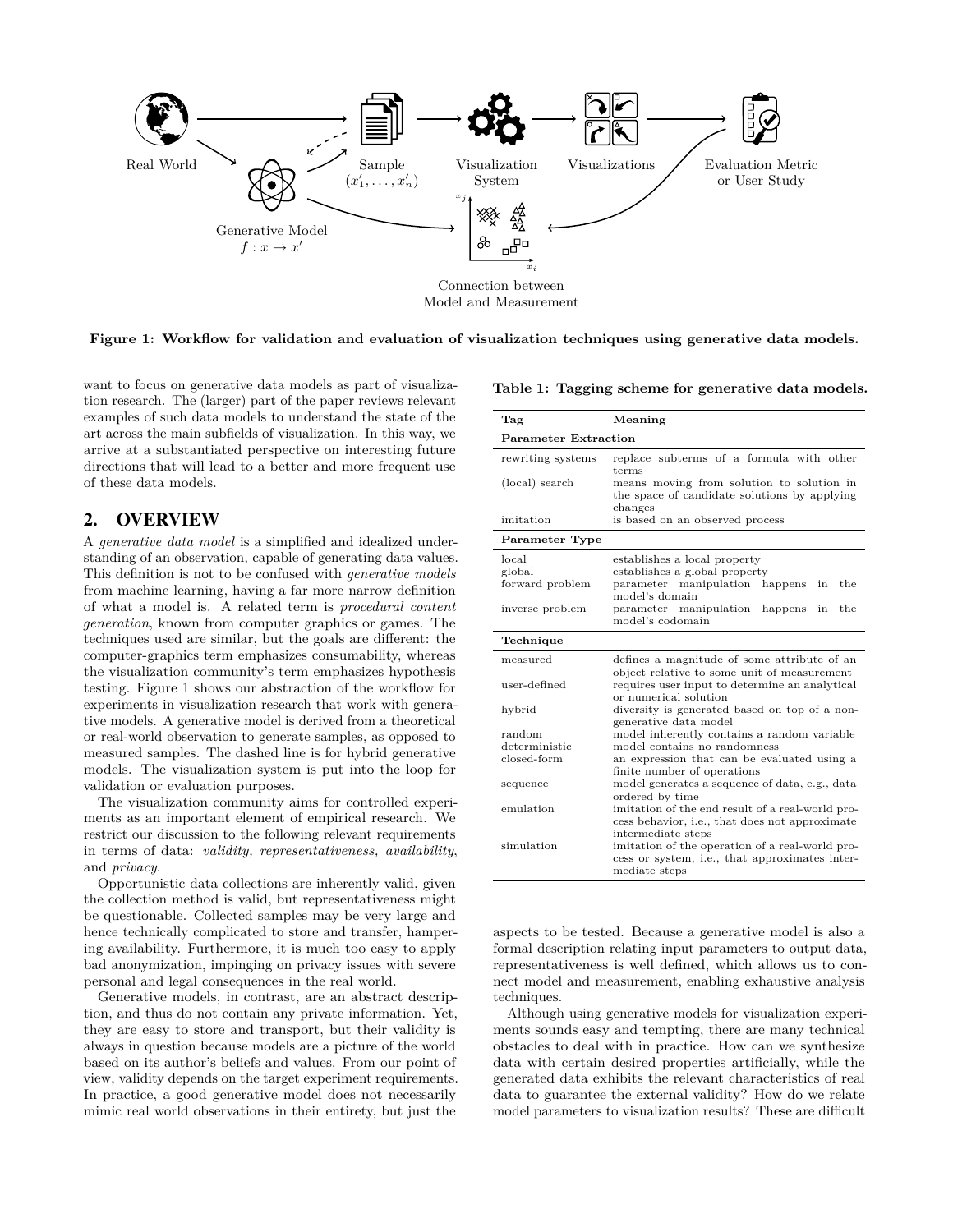Real World

Sample
$(x'_1, \ldots, x'_n)$

Visualization
System

Visualizations

Evaluation Metric
or User Study

Generative Model
$f : x \to x'$

$x_j$

$x_i$

Connection between
Model and Measurement

**Figure 1: Workflow for validation and evaluation of visualization techniques using generative data models.**

want to focus on generative data models as part of visualization research. The (larger) part of the paper reviews relevant examples of such data models to understand the state of the art across the main subfields of visualization. In this way, we arrive at a substantiated perspective on interesting future directions that will lead to a better and more frequent use of these data models.

## 2. OVERVIEW

A *generative data model* is a simplified and idealized understanding of an observation, capable of generating data values. This definition is not to be confused with *generative models* from machine learning, having a far more narrow definition of what a model is. A related term is *procedural content generation*, known from computer graphics or games. The techniques used are similar, but the goals are different: the computer-graphics term emphasizes consumability, whereas the visualization community's term emphasizes hypothesis testing. Figure 1 shows our abstraction of the workflow for experiments in visualization research that work with generative models. A generative model is derived from a theoretical or real-world observation to generate samples, as opposed to measured samples. The dashed line is for hybrid generative models. The visualization system is put into the loop for validation or evaluation purposes.

The visualization community aims for controlled experiments as an important element of empirical research. We restrict our discussion to the following relevant requirements in terms of data: *validity, representativeness, availability*, and *privacy*.

Opportunistic data collections are inherently valid, given the collection method is valid, but representativeness might be questionable. Collected samples may be very large and hence technically complicated to store and transfer, hampering availability. Furthermore, it is much too easy to apply bad anonymization, impinging on privacy issues with severe personal and legal consequences in the real world.

Generative models, in contrast, are an abstract description, and thus do not contain any private information. Yet, they are easy to store and transport, but their validity is always in question because models are a picture of the world based on its author's beliefs and values. From our point of view, validity depends on the target experiment requirements. In practice, a good generative model does not necessarily mimic real world observations in their entirety, but just the aspects to be tested. Because a generative model is also a formal description relating input parameters to output data, representativeness is well defined, which allows us to connect model and measurement, enabling exhaustive analysis techniques.

Although using generative models for visualization experiments sounds easy and tempting, there are many technical obstacles to deal with in practice. How can we synthesize data with certain desired properties artificially, while the generated data exhibits the relevant characteristics of real data to guarantee the external validity? How do we relate model parameters to visualization results? These are difficult

**Table 1: Tagging scheme for generative data models.**

| Tag | Meaning |
|---|---|
| **Parameter Extraction** | |
| rewriting systems | replace subterms of a formula with other terms |
| (local) search | means moving from solution to solution in the space of candidate solutions by applying changes |
| imitation | is based on an observed process |
| **Parameter Type** | |
| local | establishes a local property |
| global | establishes a global property |
| forward problem | parameter manipulation happens in the model's domain |
| inverse problem | parameter manipulation happens in the model's codomain |
| **Technique** | |
| measured | defines a magnitude of some attribute of an object relative to some unit of measurement |
| user-defined | requires user input to determine an analytical or numerical solution |
| hybrid | diversity is generated based on top of a non-generative data model |
| random | model inherently contains a random variable |
| deterministic | model contains no randomness |
| closed-form | an expression that can be evaluated using a finite number of operations |
| sequence | model generates a sequence of data, e.g., data ordered by time |
| emulation | imitation of the end result of a real-world process behavior, i.e., that does not approximate intermediate steps |
| simulation | imitation of the operation of a real-world process or system, i.e., that approximates intermediate steps |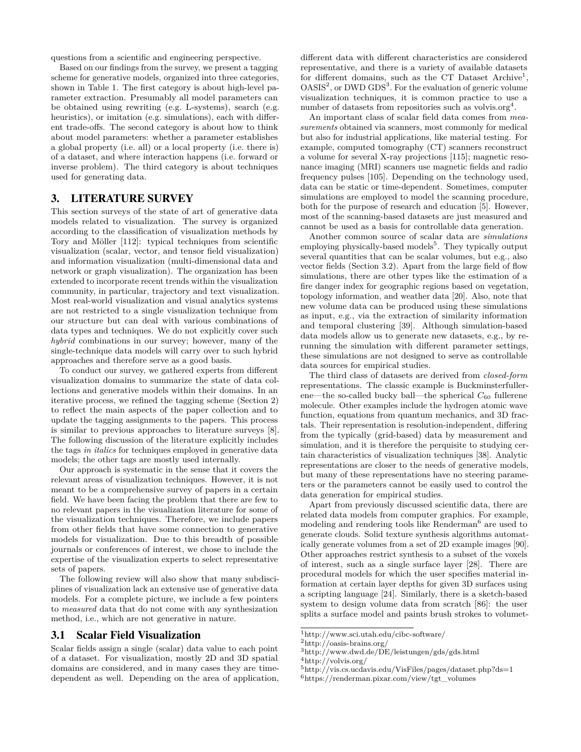questions from a scientific and engineering perspective.

Based on our findings from the survey, we present a tagging scheme for generative models, organized into three categories, shown in Table 1. The first category is about high-level parameter extraction. Presumably all model parameters can be obtained using rewriting (e.g. L-systems), search (e.g. heuristics), or imitation (e.g. simulations), each with different trade-offs. The second category is about how to think about model parameters: whether a parameter establishes a global property (i.e. all) or a local property (i.e. there is) of a dataset, and where interaction happens (i.e. forward or inverse problem). The third category is about techniques used for generating data.

## 3. LITERATURE SURVEY

This section surveys of the state of art of generative data models related to visualization. The survey is organized according to the classification of visualization methods by Tory and Möller [112]: typical techniques from scientific visualization (scalar, vector, and tensor field visualization) and information visualization (multi-dimensional data and network or graph visualization). The organization has been extended to incorporate recent trends within the visualization community, in particular, trajectory and text visualization. Most real-world visualization and visual analytics systems are not restricted to a single visualization technique from our structure but can deal with various combinations of data types and techniques. We do not explicitly cover such *hybrid* combinations in our survey; however, many of the single-technique data models will carry over to such hybrid approaches and therefore serve as a good basis.

To conduct our survey, we gathered experts from different visualization domains to summarize the state of data collections and generative models within their domains. In an iterative process, we refined the tagging scheme (Section 2) to reflect the main aspects of the paper collection and to update the tagging assignments to the papers. This process is similar to previous approaches to literature surveys [8]. The following discussion of the literature explicitly includes the tags *in italics* for techniques employed in generative data models; the other tags are mostly used internally.

Our approach is systematic in the sense that it covers the relevant areas of visualization techniques. However, it is not meant to be a comprehensive survey of papers in a certain field. We have been facing the problem that there are few to no relevant papers in the visualization literature for some of the visualization techniques. Therefore, we include papers from other fields that have some connection to generative models for visualization. Due to this breadth of possible journals or conferences of interest, we chose to include the expertise of the visualization experts to select representative sets of papers.

The following review will also show that many subdisciplines of visualization lack an extensive use of generative data models. For a complete picture, we include a few pointers to *measured* data that do not come with any synthesization method, i.e., which are not generative in nature.

### 3.1 Scalar Field Visualization

Scalar fields assign a single (scalar) data value to each point of a dataset. For visualization, mostly 2D and 3D spatial domains are considered, and in many cases they are time-dependent as well. Depending on the area of application, different data with different characteristics are considered representative, and there is a variety of available datasets for different domains, such as the CT Dataset Archive[1], OASIS[2], or DWD GDS[3]. For the evaluation of generic volume visualization techniques, it is common practice to use a number of datasets from repositories such as volvis.org[4].

An important class of scalar field data comes from *measurements* obtained via scanners, most commonly for medical but also for industrial applications, like material testing. For example, computed tomography (CT) scanners reconstruct a volume for several X-ray projections [115]; magnetic resonance imaging (MRI) scanners use magnetic fields and radio frequency pulses [105]. Depending on the technology used, data can be static or time-dependent. Sometimes, computer simulations are employed to model the scanning procedure, both for the purpose of research and education [5]. However, most of the scanning-based datasets are just measured and cannot be used as a basis for controllable data generation.

Another common source of scalar data are *simulations* employing physically-based models[5]. They typically output several quantities that can be scalar volumes, but e.g., also vector fields (Section 3.2). Apart from the large field of flow simulations, there are other types like the estimation of a fire danger index for geographic regions based on vegetation, topology information, and weather data [20]. Also, note that new volume data can be produced using these simulations as input, e.g., via the extraction of similarity information and temporal clustering [39]. Although simulation-based data models allow us to generate new datasets, e.g., by re-running the simulation with different parameter settings, these simulations are not designed to serve as controllable data sources for empirical studies.

The third class of datasets are derived from *closed-form* representations. The classic example is Buckminsterfullerene—the so-called bucky ball—the spherical $C_{60}$ fullerene molecule. Other examples include the hydrogen atomic wave function, equations from quantum mechanics, and 3D fractals. Their representation is resolution-independent, differing from the typically (grid-based) data by measurement and simulation, and it is therefore the perquisite to studying certain characteristics of visualization techniques [38]. Analytic representations are closer to the needs of generative models, but many of these representations have no steering parameters or the parameters cannot be easily used to control the data generation for empirical studies.

Apart from previously discussed scientific data, there are related data models from computer graphics. For example, modeling and rendering tools like Renderman[6] are used to generate clouds. Solid texture synthesis algorithms automatically generate volumes from a set of 2D example images [90]. Other approaches restrict synthesis to a subset of the voxels of interest, such as a single surface layer [28]. There are procedural models for which the user specifies material information at certain layer depths for given 3D surfaces using a scripting language [24]. Similarly, there is a sketch-based system to design volume data from scratch [86]: the user splits a surface model and paints brush strokes to volumet-

[1] http://www.sci.utah.edu/cibc-software/
[2] http://oasis-brains.org/
[3] http://www.dwd.de/DE/leistungen/gds/gds.html
[4] http://volvis.org/
[5] http://vis.cs.ucdavis.edu/VisFiles/pages/dataset.php?ds=1
[6] https://renderman.pixar.com/view/tgt_volumes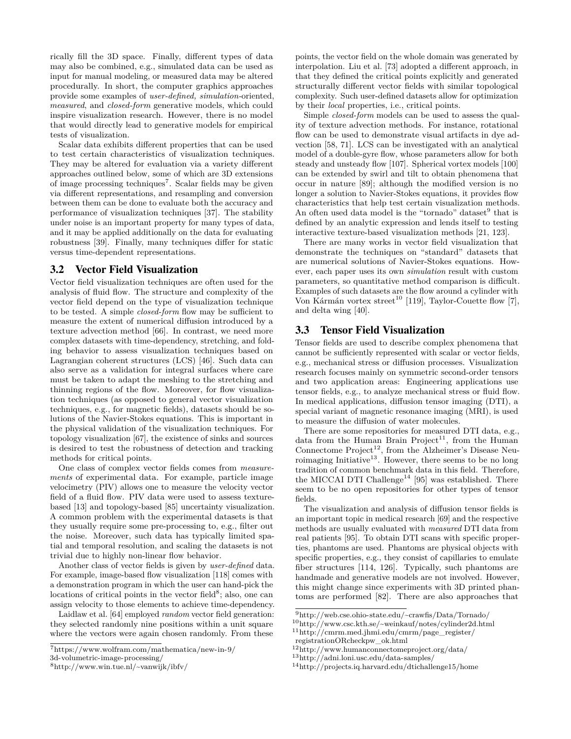rically fill the 3D space. Finally, different types of data may also be combined, e.g., simulated data can be used as input for manual modeling, or measured data may be altered procedurally. In short, the computer graphics approaches provide some examples of *user-defined, simulation*-oriented, *measured*, and *closed-form* generative models, which could inspire visualization research. However, there is no model that would directly lead to generative models for empirical tests of visualization.

Scalar data exhibits different properties that can be used to test certain characteristics of visualization techniques. They may be altered for evaluation via a variety different approaches outlined below, some of which are 3D extensions of image processing techniques[7]. Scalar fields may be given via different representations, and resampling and conversion between them can be done to evaluate both the accuracy and performance of visualization techniques [37]. The stability under noise is an important property for many types of data, and it may be applied additionally on the data for evaluating robustness [39]. Finally, many techniques differ for static versus time-dependent representations.

## 3.2 Vector Field Visualization

Vector field visualization techniques are often used for the analysis of fluid flow. The structure and complexity of the vector field depend on the type of visualization technique to be tested. A simple *closed-form* flow may be sufficient to measure the extent of numerical diffusion introduced by a texture advection method [66]. In contrast, we need more complex datasets with time-dependency, stretching, and folding behavior to assess visualization techniques based on Lagrangian coherent structures (LCS) [46]. Such data can also serve as a validation for integral surfaces where care must be taken to adapt the meshing to the stretching and thinning regions of the flow. Moreover, for flow visualization techniques (as opposed to general vector visualization techniques, e.g., for magnetic fields), datasets should be solutions of the Navier-Stokes equations. This is important in the physical validation of the visualization techniques. For topology visualization [67], the existence of sinks and sources is desired to test the robustness of detection and tracking methods for critical points.

One class of complex vector fields comes from *measurements* of experimental data. For example, particle image velocimetry (PIV) allows one to measure the velocity vector field of a fluid flow. PIV data were used to assess texture-based [13] and topology-based [85] uncertainty visualization. A common problem with the experimental datasets is that they usually require some pre-processing to, e.g., filter out the noise. Moreover, such data has typically limited spatial and temporal resolution, and scaling the datasets is not trivial due to highly non-linear flow behavior.

Another class of vector fields is given by *user-defined* data. For example, image-based flow visualization [118] comes with a demonstration program in which the user can hand-pick the locations of critical points in the vector field[8]; also, one can assign velocity to those elements to achieve time-dependency.

Laidlaw et al. [64] employed *random* vector field generation: they selected randomly nine positions within a unit square where the vectors were again chosen randomly. From these points, the vector field on the whole domain was generated by interpolation. Liu et al. [73] adopted a different approach, in that they defined the critical points explicitly and generated structurally different vector fields with similar topological complexity. Such user-defined datasets allow for optimization by their *local* properties, i.e., critical points.

Simple *closed-form* models can be used to assess the quality of texture advection methods. For instance, rotational flow can be used to demonstrate visual artifacts in dye advection [58, 71]. LCS can be investigated with an analytical model of a double-gyre flow, whose parameters allow for both steady and unsteady flow [107]. Spherical vortex models [100] can be extended by swirl and tilt to obtain phenomena that occur in nature [89]; although the modified version is no longer a solution to Navier-Stokes equations, it provides flow characteristics that help test certain visualization methods. An often used data model is the "tornado" dataset[9] that is defined by an analytic expression and lends itself to testing interactive texture-based visualization methods [21, 123].

There are many works in vector field visualization that demonstrate the techniques on "standard" datasets that are numerical solutions of Navier-Stokes equations. However, each paper uses its own *simulation* result with custom parameters, so quantitative method comparison is difficult. Examples of such datasets are the flow around a cylinder with Von Kármán vortex street[10] [119], Taylor-Couette flow [7], and delta wing [40].

## 3.3 Tensor Field Visualization

Tensor fields are used to describe complex phenomena that cannot be sufficiently represented with scalar or vector fields, e.g., mechanical stress or diffusion processes. Visualization research focuses mainly on symmetric second-order tensors and two application areas: Engineering applications use tensor fields, e.g., to analyze mechanical stress or fluid flow. In medical applications, diffusion tensor imaging (DTI), a special variant of magnetic resonance imaging (MRI), is used to measure the diffusion of water molecules.

There are some repositories for measured DTI data, e.g., data from the Human Brain Project[11], from the Human Connectome Project[12], from the Alzheimer's Disease Neuroimaging Initiative[13]. However, there seems to be no long tradition of common benchmark data in this field. Therefore, the MICCAI DTI Challenge[14] [95] was established. There seem to be no open repositories for other types of tensor fields.

The visualization and analysis of diffusion tensor fields is an important topic in medical research [69] and the respective methods are usually evaluated with *measured* DTI data from real patients [95]. To obtain DTI scans with specific properties, phantoms are used. Phantoms are physical objects with specific properties, e.g., they consist of capillaries to emulate fiber structures [114, 126]. Typically, such phantoms are handmade and generative models are not involved. However, this might change since experiments with 3D printed phantoms are performed [82]. There are also approaches that

---

[7] https://www.wolfram.com/mathematica/new-in-9/3d-volumetric-image-processing/

[8] http://www.win.tue.nl/~vanwijk/ibfv/

[9] http://web.cse.ohio-state.edu/~crawfis/Data/Tornado/

[10] http://www.csc.kth.se/~weinkauf/notes/cylinder2d.html

[11] http://cmrm.med.jhmi.edu/cmrm/page_register/registrationORcheckpw_ok.html

[12] http://www.humanconnectomeproject.org/data/

[13] http://adni.loni.usc.edu/data-samples/

[14] http://projects.iq.harvard.edu/dtichallenge15/home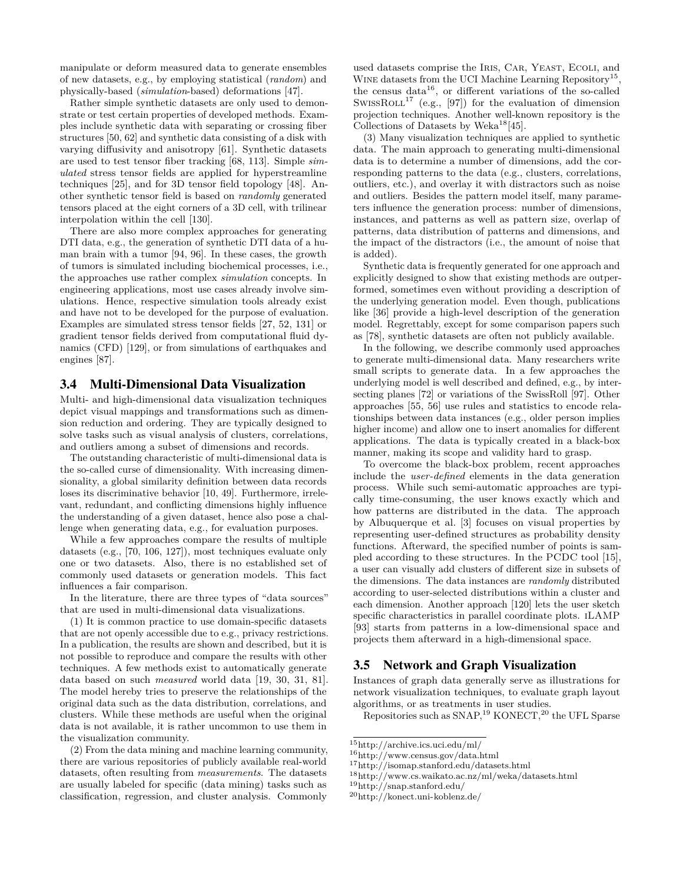manipulate or deform measured data to generate ensembles of new datasets, e.g., by employing statistical (*random*) and physically-based (*simulation*-based) deformations [47].

Rather simple synthetic datasets are only used to demonstrate or test certain properties of developed methods. Examples include synthetic data with separating or crossing fiber structures [50, 62] and synthetic data consisting of a disk with varying diffusivity and anisotropy [61]. Synthetic datasets are used to test tensor fiber tracking [68, 113]. Simple *simulated* stress tensor fields are applied for hyperstreamline techniques [25], and for 3D tensor field topology [48]. Another synthetic tensor field is based on *randomly* generated tensors placed at the eight corners of a 3D cell, with trilinear interpolation within the cell [130].

There are also more complex approaches for generating DTI data, e.g., the generation of synthetic DTI data of a human brain with a tumor [94, 96]. In these cases, the growth of tumors is simulated including biochemical processes, i.e., the approaches use rather complex *simulation* concepts. In engineering applications, most use cases already involve simulations. Hence, respective simulation tools already exist and have not to be developed for the purpose of evaluation. Examples are simulated stress tensor fields [27, 52, 131] or gradient tensor fields derived from computational fluid dynamics (CFD) [129], or from simulations of earthquakes and engines [87].

### 3.4 Multi-Dimensional Data Visualization

Multi- and high-dimensional data visualization techniques depict visual mappings and transformations such as dimension reduction and ordering. They are typically designed to solve tasks such as visual analysis of clusters, correlations, and outliers among a subset of dimensions and records.

The outstanding characteristic of multi-dimensional data is the so-called curse of dimensionality. With increasing dimensionality, a global similarity definition between data records loses its discriminative behavior [10, 49]. Furthermore, irrelevant, redundant, and conflicting dimensions highly influence the understanding of a given dataset, hence also pose a challenge when generating data, e.g., for evaluation purposes.

While a few approaches compare the results of multiple datasets (e.g., [70, 106, 127]), most techniques evaluate only one or two datasets. Also, there is no established set of commonly used datasets or generation models. This fact influences a fair comparison.

In the literature, there are three types of "data sources" that are used in multi-dimensional data visualizations.

(1) It is common practice to use domain-specific datasets that are not openly accessible due to e.g., privacy restrictions. In a publication, the results are shown and described, but it is not possible to reproduce and compare the results with other techniques. A few methods exist to automatically generate data based on such *measured* world data [19, 30, 31, 81]. The model hereby tries to preserve the relationships of the original data such as the data distribution, correlations, and clusters. While these methods are useful when the original data is not available, it is rather uncommon to use them in the visualization community.

(2) From the data mining and machine learning community, there are various repositories of publicly available real-world datasets, often resulting from *measurements*. The datasets are usually labeled for specific (data mining) tasks such as classification, regression, and cluster analysis. Commonly used datasets comprise the Iris, Car, Yeast, Ecoli, and Wine datasets from the UCI Machine Learning Repository[15], the census data[16], or different variations of the so-called SwissRoll[17] (e.g., [97]) for the evaluation of dimension projection techniques. Another well-known repository is the Collections of Datasets by Weka[18][45].

(3) Many visualization techniques are applied to synthetic data. The main approach to generating multi-dimensional data is to determine a number of dimensions, add the corresponding patterns to the data (e.g., clusters, correlations, outliers, etc.), and overlay it with distractors such as noise and outliers. Besides the pattern model itself, many parameters influence the generation process: number of dimensions, instances, and patterns as well as pattern size, overlap of patterns, data distribution of patterns and dimensions, and the impact of the distractors (i.e., the amount of noise that is added).

Synthetic data is frequently generated for one approach and explicitly designed to show that existing methods are outperformed, sometimes even without providing a description of the underlying generation model. Even though, publications like [36] provide a high-level description of the generation model. Regrettably, except for some comparison papers such as [78], synthetic datasets are often not publicly available.

In the following, we describe commonly used approaches to generate multi-dimensional data. Many researchers write small scripts to generate data. In a few approaches the underlying model is well described and defined, e.g., by intersecting planes [72] or variations of the SwissRoll [97]. Other approaches [55, 56] use rules and statistics to encode relationships between data instances (e.g., older person implies higher income) and allow one to insert anomalies for different applications. The data is typically created in a black-box manner, making its scope and validity hard to grasp.

To overcome the black-box problem, recent approaches include the *user-defined* elements in the data generation process. While such semi-automatic approaches are typically time-consuming, the user knows exactly which and how patterns are distributed in the data. The approach by Albuquerque et al. [3] focuses on visual properties by representing user-defined structures as probability density functions. Afterward, the specified number of points is sampled according to these structures. In the PCDC tool [15], a user can visually add clusters of different size in subsets of the dimensions. The data instances are *randomly* distributed according to user-selected distributions within a cluster and each dimension. Another approach [120] lets the user sketch specific characteristics in parallel coordinate plots. iLAMP [93] starts from patterns in a low-dimensional space and projects them afterward in a high-dimensional space.

### 3.5 Network and Graph Visualization

Instances of graph data generally serve as illustrations for network visualization techniques, to evaluate graph layout algorithms, or as treatments in user studies.

Repositories such as SNAP,[19] KONECT,[20] the UFL Sparse

[15] http://archive.ics.uci.edu/ml/

[16] http://www.census.gov/data.html

[17] http://isomap.stanford.edu/datasets.html

[18] http://www.cs.waikato.ac.nz/ml/weka/datasets.html

[19] http://snap.stanford.edu/

[20] http://konect.uni-koblenz.de/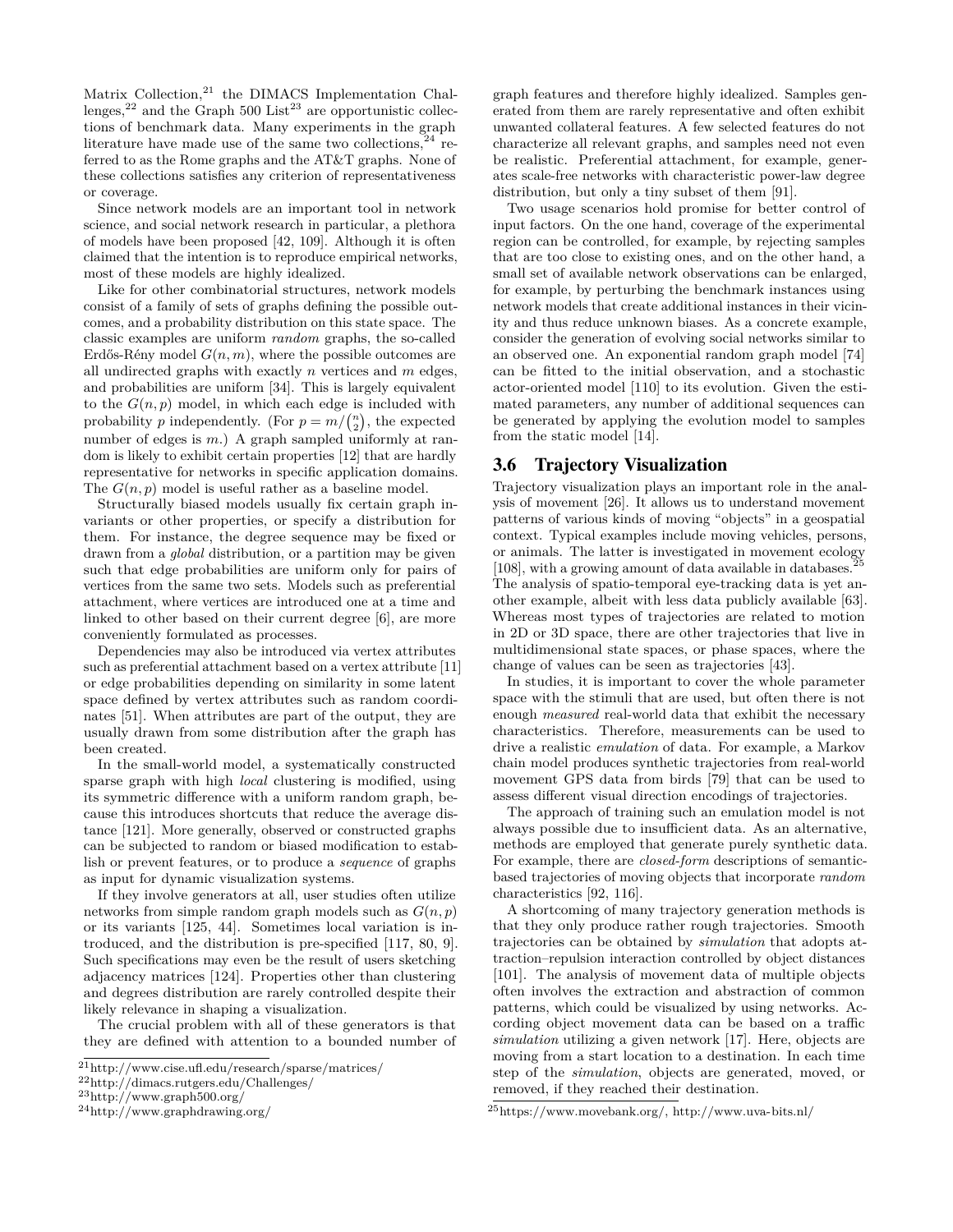Matrix Collection,[21] the DIMACS Implementation Challenges,[22] and the Graph 500 List[23] are opportunistic collections of benchmark data. Many experiments in the graph literature have made use of the same two collections,[24] referred to as the Rome graphs and the AT&T graphs. None of these collections satisfies any criterion of representativeness or coverage.

Since network models are an important tool in network science, and social network research in particular, a plethora of models have been proposed [42, 109]. Although it is often claimed that the intention is to reproduce empirical networks, most of these models are highly idealized.

Like for other combinatorial structures, network models consist of a family of sets of graphs defining the possible outcomes, and a probability distribution on this state space. The classic examples are uniform *random* graphs, the so-called Erdős-Rény model $G(n, m)$, where the possible outcomes are all undirected graphs with exactly $n$ vertices and $m$ edges, and probabilities are uniform [34]. This is largely equivalent to the $G(n, p)$ model, in which each edge is included with probability $p$ independently. (For $p = m/\binom{n}{2}$, the expected number of edges is $m$.) A graph sampled uniformly at random is likely to exhibit certain properties [12] that are hardly representative for networks in specific application domains. The $G(n, p)$ model is useful rather as a baseline model.

Structurally biased models usually fix certain graph invariants or other properties, or specify a distribution for them. For instance, the degree sequence may be fixed or drawn from a *global* distribution, or a partition may be given such that edge probabilities are uniform only for pairs of vertices from the same two sets. Models such as preferential attachment, where vertices are introduced one at a time and linked to other based on their current degree [6], are more conveniently formulated as processes.

Dependencies may also be introduced via vertex attributes such as preferential attachment based on a vertex attribute [11] or edge probabilities depending on similarity in some latent space defined by vertex attributes such as random coordinates [51]. When attributes are part of the output, they are usually drawn from some distribution after the graph has been created.

In the small-world model, a systematically constructed sparse graph with high *local* clustering is modified, using its symmetric difference with a uniform random graph, because this introduces shortcuts that reduce the average distance [121]. More generally, observed or constructed graphs can be subjected to random or biased modification to establish or prevent features, or to produce a *sequence* of graphs as input for dynamic visualization systems.

If they involve generators at all, user studies often utilize networks from simple random graph models such as $G(n, p)$ or its variants [125, 44]. Sometimes local variation is introduced, and the distribution is pre-specified [117, 80, 9]. Such specifications may even be the result of users sketching adjacency matrices [124]. Properties other than clustering and degrees distribution are rarely controlled despite their likely relevance in shaping a visualization.

The crucial problem with all of these generators is that they are defined with attention to a bounded number of graph features and therefore highly idealized. Samples generated from them are rarely representative and often exhibit unwanted collateral features. A few selected features do not characterize all relevant graphs, and samples need not even be realistic. Preferential attachment, for example, generates scale-free networks with characteristic power-law degree distribution, but only a tiny subset of them [91].

Two usage scenarios hold promise for better control of input factors. On the one hand, coverage of the experimental region can be controlled, for example, by rejecting samples that are too close to existing ones, and on the other hand, a small set of available network observations can be enlarged, for example, by perturbing the benchmark instances using network models that create additional instances in their vicinity and thus reduce unknown biases. As a concrete example, consider the generation of evolving social networks similar to an observed one. An exponential random graph model [74] can be fitted to the initial observation, and a stochastic actor-oriented model [110] to its evolution. Given the estimated parameters, any number of additional sequences can be generated by applying the evolution model to samples from the static model [14].

## 3.6 Trajectory Visualization

Trajectory visualization plays an important role in the analysis of movement [26]. It allows us to understand movement patterns of various kinds of moving "objects" in a geospatial context. Typical examples include moving vehicles, persons, or animals. The latter is investigated in movement ecology [108], with a growing amount of data available in databases.[25] The analysis of spatio-temporal eye-tracking data is yet another example, albeit with less data publicly available [63]. Whereas most types of trajectories are related to motion in 2D or 3D space, there are other trajectories that live in multidimensional state spaces, or phase spaces, where the change of values can be seen as trajectories [43].

In studies, it is important to cover the whole parameter space with the stimuli that are used, but often there is not enough *measured* real-world data that exhibit the necessary characteristics. Therefore, measurements can be used to drive a realistic *emulation* of data. For example, a Markov chain model produces synthetic trajectories from real-world movement GPS data from birds [79] that can be used to assess different visual direction encodings of trajectories.

The approach of training such an emulation model is not always possible due to insufficient data. As an alternative, methods are employed that generate purely synthetic data. For example, there are *closed-form* descriptions of semantic-based trajectories of moving objects that incorporate *random* characteristics [92, 116].

A shortcoming of many trajectory generation methods is that they only produce rather rough trajectories. Smooth trajectories can be obtained by *simulation* that adopts attraction–repulsion interaction controlled by object distances [101]. The analysis of movement data of multiple objects often involves the extraction and abstraction of common patterns, which could be visualized by using networks. According object movement data can be based on a traffic *simulation* utilizing a given network [17]. Here, objects are moving from a start location to a destination. In each time step of the *simulation*, objects are generated, moved, or removed, if they reached their destination.

[21] http://www.cise.ufl.edu/research/sparse/matrices/

[22] http://dimacs.rutgers.edu/Challenges/

[23] http://www.graph500.org/

[24] http://www.graphdrawing.org/

[25] https://www.movebank.org/, http://www.uva-bits.nl/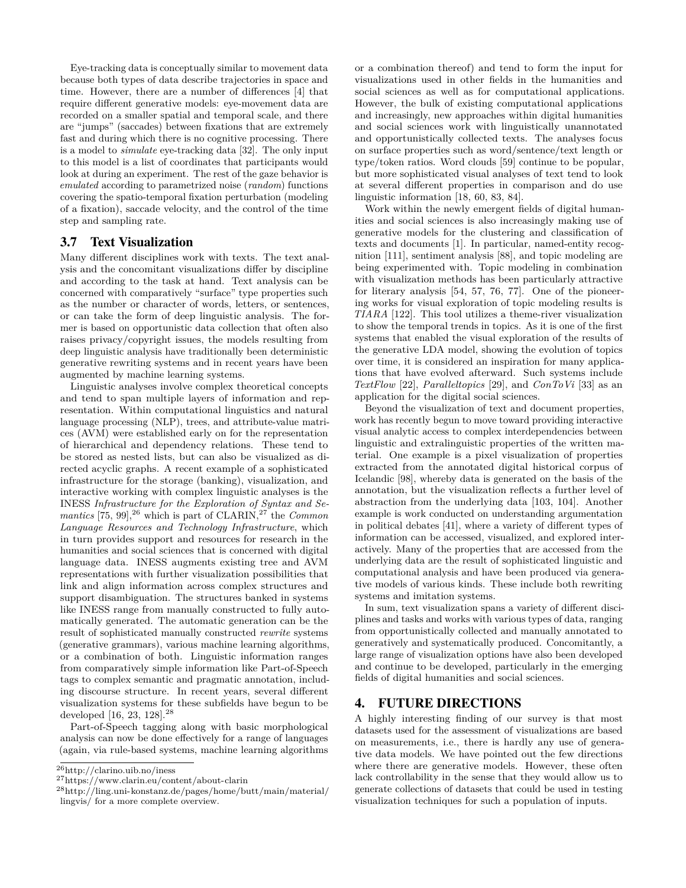Eye-tracking data is conceptually similar to movement data because both types of data describe trajectories in space and time. However, there are a number of differences [4] that require different generative models: eye-movement data are recorded on a smaller spatial and temporal scale, and there are "jumps" (saccades) between fixations that are extremely fast and during which there is no cognitive processing. There is a model to *simulate* eye-tracking data [32]. The only input to this model is a list of coordinates that participants would look at during an experiment. The rest of the gaze behavior is *emulated* according to parametrized noise (*random*) functions covering the spatio-temporal fixation perturbation (modeling of a fixation), saccade velocity, and the control of the time step and sampling rate.

## 3.7 Text Visualization

Many different disciplines work with texts. The text analysis and the concomitant visualizations differ by discipline and according to the task at hand. Text analysis can be concerned with comparatively "surface" type properties such as the number or character of words, letters, or sentences, or can take the form of deep linguistic analysis. The former is based on opportunistic data collection that often also raises privacy/copyright issues, the models resulting from deep linguistic analysis have traditionally been deterministic generative rewriting systems and in recent years have been augmented by machine learning systems.

Linguistic analyses involve complex theoretical concepts and tend to span multiple layers of information and representation. Within computational linguistics and natural language processing (NLP), trees, and attribute-value matrices (AVM) were established early on for the representation of hierarchical and dependency relations. These tend to be stored as nested lists, but can also be visualized as directed acyclic graphs. A recent example of a sophisticated infrastructure for the storage (banking), visualization, and interactive working with complex linguistic analyses is the INESS *Infrastructure for the Exploration of Syntax and Semantics* [75, 99],[26] which is part of CLARIN,[27] the *Common Language Resources and Technology Infrastructure*, which in turn provides support and resources for research in the humanities and social sciences that is concerned with digital language data. INESS augments existing tree and AVM representations with further visualization possibilities that link and align information across complex structures and support disambiguation. The structures banked in systems like INESS range from manually constructed to fully automatically generated. The automatic generation can be the result of sophisticated manually constructed *rewrite* systems (generative grammars), various machine learning algorithms, or a combination of both. Linguistic information ranges from comparatively simple information like Part-of-Speech tags to complex semantic and pragmatic annotation, including discourse structure. In recent years, several different visualization systems for these subfields have begun to be developed [16, 23, 128].[28]

Part-of-Speech tagging along with basic morphological analysis can now be done effectively for a range of languages (again, via rule-based systems, machine learning algorithms or a combination thereof) and tend to form the input for visualizations used in other fields in the humanities and social sciences as well as for computational applications. However, the bulk of existing computational applications and increasingly, new approaches within digital humanities and social sciences work with linguistically unannotated and opportunistically collected texts. The analyses focus on surface properties such as word/sentence/text length or type/token ratios. Word clouds [59] continue to be popular, but more sophisticated visual analyses of text tend to look at several different properties in comparison and do use linguistic information [18, 60, 83, 84].

Work within the newly emergent fields of digital humanities and social sciences is also increasingly making use of generative models for the clustering and classification of texts and documents [1]. In particular, named-entity recognition [111], sentiment analysis [88], and topic modeling are being experimented with. Topic modeling in combination with visualization methods has been particularly attractive for literary analysis [54, 57, 76, 77]. One of the pioneering works for visual exploration of topic modeling results is *TIARA* [122]. This tool utilizes a theme-river visualization to show the temporal trends in topics. As it is one of the first systems that enabled the visual exploration of the results of the generative LDA model, showing the evolution of topics over time, it is considered an inspiration for many applications that have evolved afterward. Such systems include *TextFlow* [22], *Paralleltopics* [29], and *ConToVi* [33] as an application for the digital social sciences.

Beyond the visualization of text and document properties, work has recently begun to move toward providing interactive visual analytic access to complex interdependencies between linguistic and extralinguistic properties of the written material. One example is a pixel visualization of properties extracted from the annotated digital historical corpus of Icelandic [98], whereby data is generated on the basis of the annotation, but the visualization reflects a further level of abstraction from the underlying data [103, 104]. Another example is work conducted on understanding argumentation in political debates [41], where a variety of different types of information can be accessed, visualized, and explored interactively. Many of the properties that are accessed from the underlying data are the result of sophisticated linguistic and computational analysis and have been produced via generative models of various kinds. These include both rewriting systems and imitation systems.

In sum, text visualization spans a variety of different disciplines and tasks and works with various types of data, ranging from opportunistically collected and manually annotated to generatively and systematically produced. Concomitantly, a large range of visualization options have also been developed and continue to be developed, particularly in the emerging fields of digital humanities and social sciences.

# 4. FUTURE DIRECTIONS

A highly interesting finding of our survey is that most datasets used for the assessment of visualizations are based on measurements, i.e., there is hardly any use of generative data models. We have pointed out the few directions where there are generative models. However, these often lack controllability in the sense that they would allow us to generate collections of datasets that could be used in testing visualization techniques for such a population of inputs.

---

[26] http://clarino.uib.no/iness

[27] https://www.clarin.eu/content/about-clarin

[28] http://ling.uni-konstanz.de/pages/home/butt/main/material/lingvis/ for a more complete overview.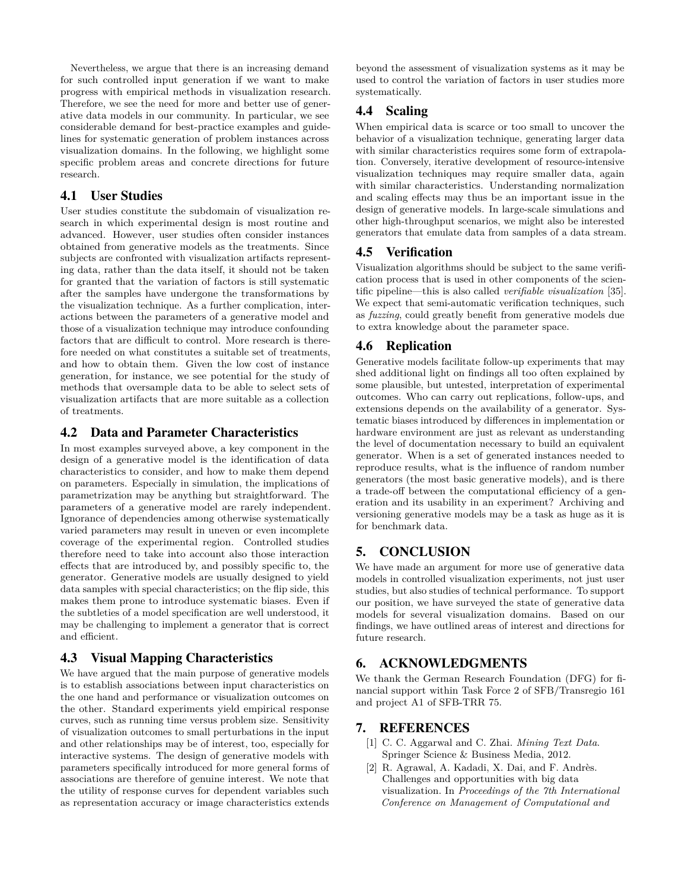Nevertheless, we argue that there is an increasing demand for such controlled input generation if we want to make progress with empirical methods in visualization research. Therefore, we see the need for more and better use of generative data models in our community. In particular, we see considerable demand for best-practice examples and guidelines for systematic generation of problem instances across visualization domains. In the following, we highlight some specific problem areas and concrete directions for future research.

## 4.1 User Studies

User studies constitute the subdomain of visualization research in which experimental design is most routine and advanced. However, user studies often consider instances obtained from generative models as the treatments. Since subjects are confronted with visualization artifacts representing data, rather than the data itself, it should not be taken for granted that the variation of factors is still systematic after the samples have undergone the transformations by the visualization technique. As a further complication, interactions between the parameters of a generative model and those of a visualization technique may introduce confounding factors that are difficult to control. More research is therefore needed on what constitutes a suitable set of treatments, and how to obtain them. Given the low cost of instance generation, for instance, we see potential for the study of methods that oversample data to be able to select sets of visualization artifacts that are more suitable as a collection of treatments.

## 4.2 Data and Parameter Characteristics

In most examples surveyed above, a key component in the design of a generative model is the identification of data characteristics to consider, and how to make them depend on parameters. Especially in simulation, the implications of parametrization may be anything but straightforward. The parameters of a generative model are rarely independent. Ignorance of dependencies among otherwise systematically varied parameters may result in uneven or even incomplete coverage of the experimental region. Controlled studies therefore need to take into account also those interaction effects that are introduced by, and possibly specific to, the generator. Generative models are usually designed to yield data samples with special characteristics; on the flip side, this makes them prone to introduce systematic biases. Even if the subtleties of a model specification are well understood, it may be challenging to implement a generator that is correct and efficient.

## 4.3 Visual Mapping Characteristics

We have argued that the main purpose of generative models is to establish associations between input characteristics on the one hand and performance or visualization outcomes on the other. Standard experiments yield empirical response curves, such as running time versus problem size. Sensitivity of visualization outcomes to small perturbations in the input and other relationships may be of interest, too, especially for interactive systems. The design of generative models with parameters specifically introduced for more general forms of associations are therefore of genuine interest. We note that the utility of response curves for dependent variables such as representation accuracy or image characteristics extends beyond the assessment of visualization systems as it may be used to control the variation of factors in user studies more systematically.

## 4.4 Scaling

When empirical data is scarce or too small to uncover the behavior of a visualization technique, generating larger data with similar characteristics requires some form of extrapolation. Conversely, iterative development of resource-intensive visualization techniques may require smaller data, again with similar characteristics. Understanding normalization and scaling effects may thus be an important issue in the design of generative models. In large-scale simulations and other high-throughput scenarios, we might also be interested generators that emulate data from samples of a data stream.

## 4.5 Verification

Visualization algorithms should be subject to the same verification process that is used in other components of the scientific pipeline—this is also called *verifiable visualization* [35]. We expect that semi-automatic verification techniques, such as *fuzzing*, could greatly benefit from generative models due to extra knowledge about the parameter space.

## 4.6 Replication

Generative models facilitate follow-up experiments that may shed additional light on findings all too often explained by some plausible, but untested, interpretation of experimental outcomes. Who can carry out replications, follow-ups, and extensions depends on the availability of a generator. Systematic biases introduced by differences in implementation or hardware environment are just as relevant as understanding the level of documentation necessary to build an equivalent generator. When is a set of generated instances needed to reproduce results, what is the influence of random number generators (the most basic generative models), and is there a trade-off between the computational efficiency of a generation and its usability in an experiment? Archiving and versioning generative models may be a task as huge as it is for benchmark data.

# 5. CONCLUSION

We have made an argument for more use of generative data models in controlled visualization experiments, not just user studies, but also studies of technical performance. To support our position, we have surveyed the state of generative data models for several visualization domains. Based on our findings, we have outlined areas of interest and directions for future research.

# 6. ACKNOWLEDGMENTS

We thank the German Research Foundation (DFG) for financial support within Task Force 2 of SFB/Transregio 161 and project A1 of SFB-TRR 75.

# 7. REFERENCES

[1] C. C. Aggarwal and C. Zhai. *Mining Text Data*. Springer Science & Business Media, 2012.

[2] R. Agrawal, A. Kadadi, X. Dai, and F. Andrès. Challenges and opportunities with big data visualization. In *Proceedings of the 7th International Conference on Management of Computational and*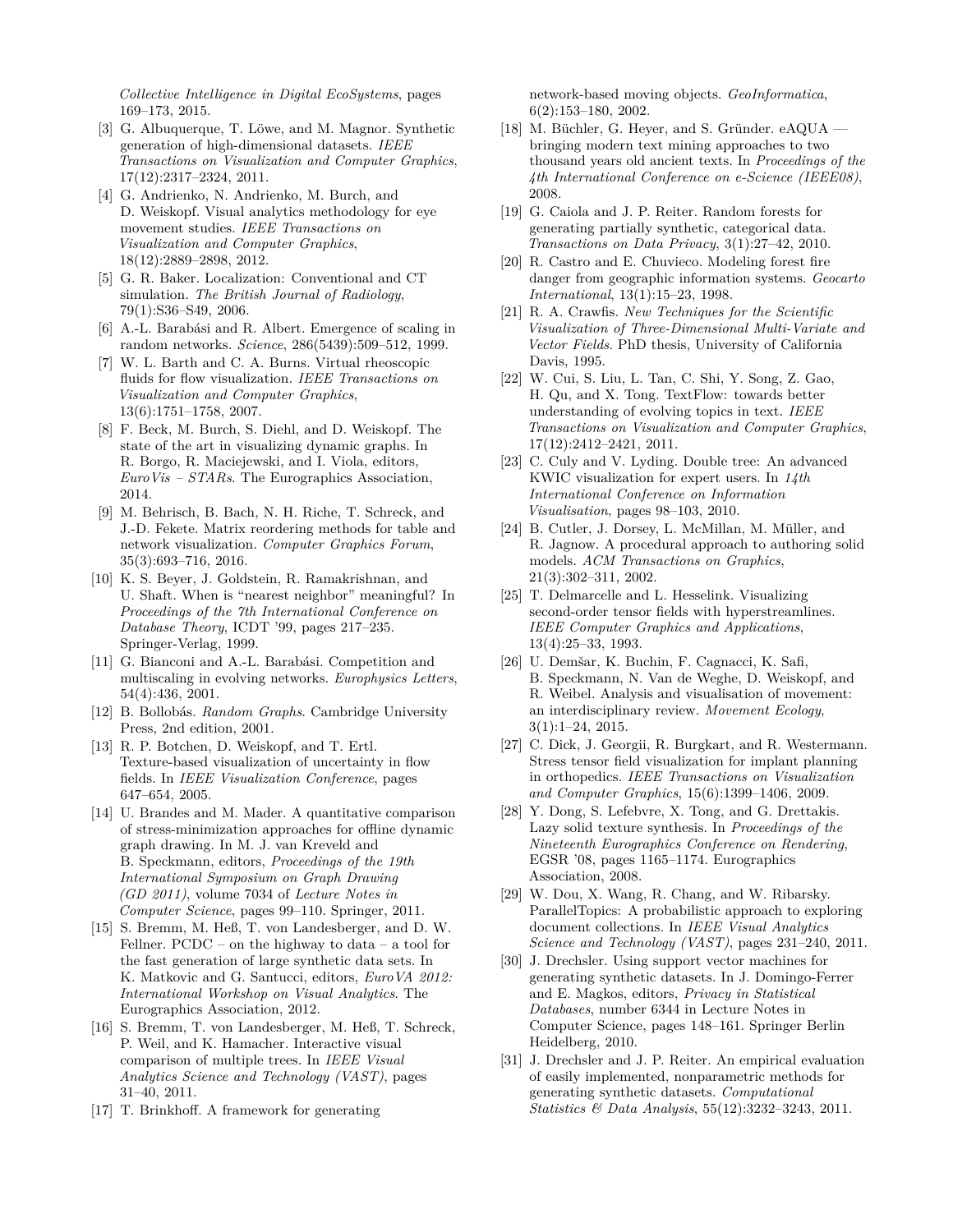*Collective Intelligence in Digital EcoSystems*, pages 169–173, 2015.

[3] G. Albuquerque, T. Löwe, and M. Magnor. Synthetic generation of high-dimensional datasets. *IEEE Transactions on Visualization and Computer Graphics*, 17(12):2317–2324, 2011.

[4] G. Andrienko, N. Andrienko, M. Burch, and D. Weiskopf. Visual analytics methodology for eye movement studies. *IEEE Transactions on Visualization and Computer Graphics*, 18(12):2889–2898, 2012.

[5] G. R. Baker. Localization: Conventional and CT simulation. *The British Journal of Radiology*, 79(1):S36–S49, 2006.

[6] A.-L. Barabási and R. Albert. Emergence of scaling in random networks. *Science*, 286(5439):509–512, 1999.

[7] W. L. Barth and C. A. Burns. Virtual rheoscopic fluids for flow visualization. *IEEE Transactions on Visualization and Computer Graphics*, 13(6):1751–1758, 2007.

[8] F. Beck, M. Burch, S. Diehl, and D. Weiskopf. The state of the art in visualizing dynamic graphs. In R. Borgo, R. Maciejewski, and I. Viola, editors, *EuroVis – STARs*. The Eurographics Association, 2014.

[9] M. Behrisch, B. Bach, N. H. Riche, T. Schreck, and J.-D. Fekete. Matrix reordering methods for table and network visualization. *Computer Graphics Forum*, 35(3):693–716, 2016.

[10] K. S. Beyer, J. Goldstein, R. Ramakrishnan, and U. Shaft. When is "nearest neighbor" meaningful? In *Proceedings of the 7th International Conference on Database Theory*, ICDT '99, pages 217–235. Springer-Verlag, 1999.

[11] G. Bianconi and A.-L. Barabási. Competition and multiscaling in evolving networks. *Europhysics Letters*, 54(4):436, 2001.

[12] B. Bollobás. *Random Graphs*. Cambridge University Press, 2nd edition, 2001.

[13] R. P. Botchen, D. Weiskopf, and T. Ertl. Texture-based visualization of uncertainty in flow fields. In *IEEE Visualization Conference*, pages 647–654, 2005.

[14] U. Brandes and M. Mader. A quantitative comparison of stress-minimization approaches for offline dynamic graph drawing. In M. J. van Kreveld and B. Speckmann, editors, *Proceedings of the 19th International Symposium on Graph Drawing (GD 2011)*, volume 7034 of *Lecture Notes in Computer Science*, pages 99–110. Springer, 2011.

[15] S. Bremm, M. Heß, T. von Landesberger, and D. W. Fellner. PCDC – on the highway to data – a tool for the fast generation of large synthetic data sets. In K. Matkovic and G. Santucci, editors, *EuroVA 2012: International Workshop on Visual Analytics*. The Eurographics Association, 2012.

[16] S. Bremm, T. von Landesberger, M. Heß, T. Schreck, P. Weil, and K. Hamacher. Interactive visual comparison of multiple trees. In *IEEE Visual Analytics Science and Technology (VAST)*, pages 31–40, 2011.

[17] T. Brinkhoff. A framework for generating network-based moving objects. *GeoInformatica*, 6(2):153–180, 2002.

[18] M. Büchler, G. Heyer, and S. Gründer. eAQUA — bringing modern text mining approaches to two thousand years old ancient texts. In *Proceedings of the 4th International Conference on e-Science (IEEE08)*, 2008.

[19] G. Caiola and J. P. Reiter. Random forests for generating partially synthetic, categorical data. *Transactions on Data Privacy*, 3(1):27–42, 2010.

[20] R. Castro and E. Chuvieco. Modeling forest fire danger from geographic information systems. *Geocarto International*, 13(1):15–23, 1998.

[21] R. A. Crawfis. *New Techniques for the Scientific Visualization of Three-Dimensional Multi-Variate and Vector Fields*. PhD thesis, University of California Davis, 1995.

[22] W. Cui, S. Liu, L. Tan, C. Shi, Y. Song, Z. Gao, H. Qu, and X. Tong. TextFlow: towards better understanding of evolving topics in text. *IEEE Transactions on Visualization and Computer Graphics*, 17(12):2412–2421, 2011.

[23] C. Culy and V. Lyding. Double tree: An advanced KWIC visualization for expert users. In *14th International Conference on Information Visualisation*, pages 98–103, 2010.

[24] B. Cutler, J. Dorsey, L. McMillan, M. Müller, and R. Jagnow. A procedural approach to authoring solid models. *ACM Transactions on Graphics*, 21(3):302–311, 2002.

[25] T. Delmarcelle and L. Hesselink. Visualizing second-order tensor fields with hyperstreamlines. *IEEE Computer Graphics and Applications*, 13(4):25–33, 1993.

[26] U. Demšar, K. Buchin, F. Cagnacci, K. Safi, B. Speckmann, N. Van de Weghe, D. Weiskopf, and R. Weibel. Analysis and visualisation of movement: an interdisciplinary review. *Movement Ecology*, 3(1):1–24, 2015.

[27] C. Dick, J. Georgii, R. Burgkart, and R. Westermann. Stress tensor field visualization for implant planning in orthopedics. *IEEE Transactions on Visualization and Computer Graphics*, 15(6):1399–1406, 2009.

[28] Y. Dong, S. Lefebvre, X. Tong, and G. Drettakis. Lazy solid texture synthesis. In *Proceedings of the Nineteenth Eurographics Conference on Rendering*, EGSR '08, pages 1165–1174. Eurographics Association, 2008.

[29] W. Dou, X. Wang, R. Chang, and W. Ribarsky. ParallelTopics: A probabilistic approach to exploring document collections. In *IEEE Visual Analytics Science and Technology (VAST)*, pages 231–240, 2011.

[30] J. Drechsler. Using support vector machines for generating synthetic datasets. In J. Domingo-Ferrer and E. Magkos, editors, *Privacy in Statistical Databases*, number 6344 in Lecture Notes in Computer Science, pages 148–161. Springer Berlin Heidelberg, 2010.

[31] J. Drechsler and J. P. Reiter. An empirical evaluation of easily implemented, nonparametric methods for generating synthetic datasets. *Computational Statistics & Data Analysis*, 55(12):3232–3243, 2011.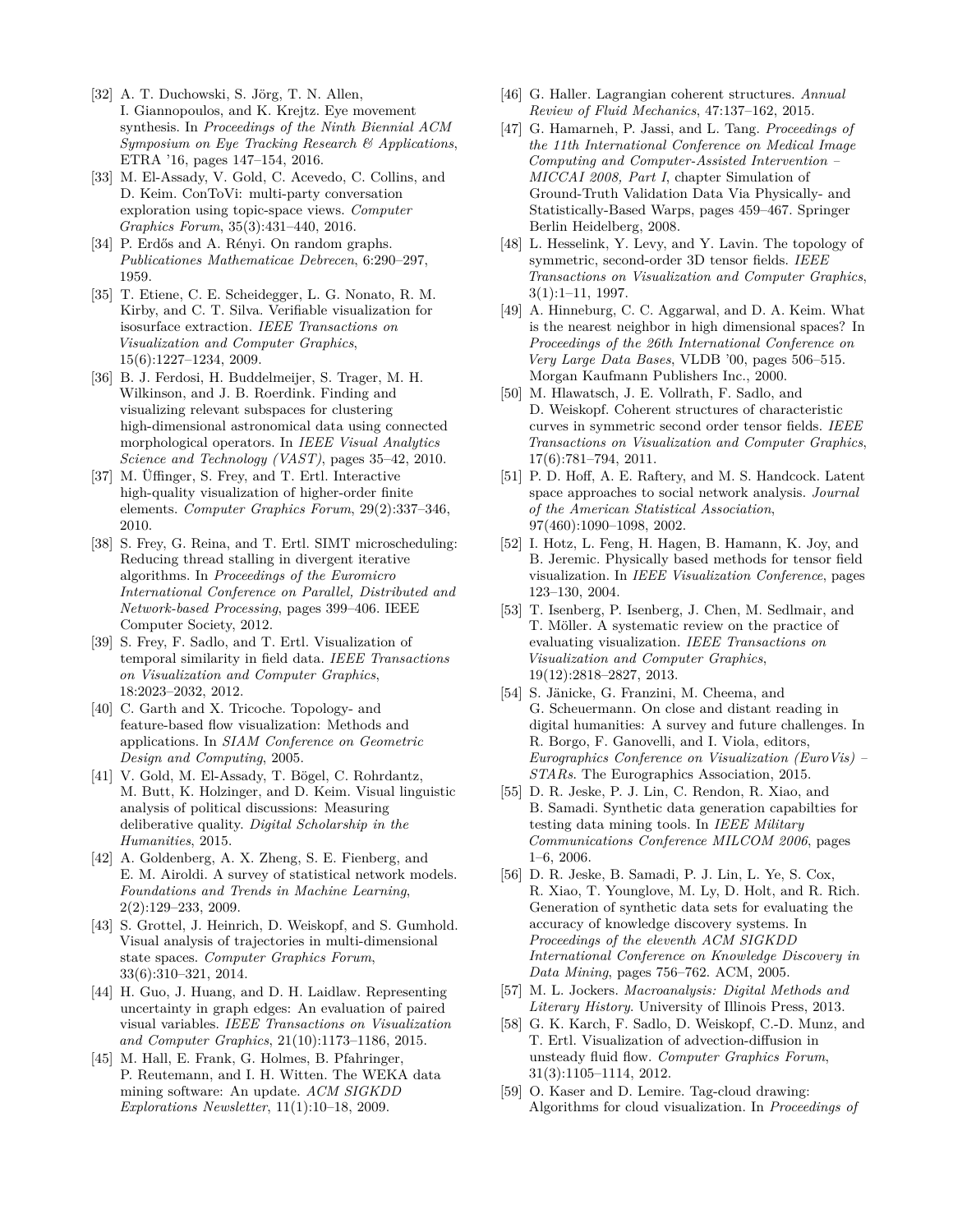[32] A. T. Duchowski, S. Jörg, T. N. Allen, I. Giannopoulos, and K. Krejtz. Eye movement synthesis. In *Proceedings of the Ninth Biennial ACM Symposium on Eye Tracking Research & Applications*, ETRA '16, pages 147–154, 2016.

[33] M. El-Assady, V. Gold, C. Acevedo, C. Collins, and D. Keim. ConToVi: multi-party conversation exploration using topic-space views. *Computer Graphics Forum*, 35(3):431–440, 2016.

[34] P. Erdős and A. Rényi. On random graphs. *Publicationes Mathematicae Debrecen*, 6:290–297, 1959.

[35] T. Etiene, C. E. Scheidegger, L. G. Nonato, R. M. Kirby, and C. T. Silva. Verifiable visualization for isosurface extraction. *IEEE Transactions on Visualization and Computer Graphics*, 15(6):1227–1234, 2009.

[36] B. J. Ferdosi, H. Buddelmeijer, S. Trager, M. H. Wilkinson, and J. B. Roerdink. Finding and visualizing relevant subspaces for clustering high-dimensional astronomical data using connected morphological operators. In *IEEE Visual Analytics Science and Technology (VAST)*, pages 35–42, 2010.

[37] M. Üffinger, S. Frey, and T. Ertl. Interactive high-quality visualization of higher-order finite elements. *Computer Graphics Forum*, 29(2):337–346, 2010.

[38] S. Frey, G. Reina, and T. Ertl. SIMT microscheduling: Reducing thread stalling in divergent iterative algorithms. In *Proceedings of the Euromicro International Conference on Parallel, Distributed and Network-based Processing*, pages 399–406. IEEE Computer Society, 2012.

[39] S. Frey, F. Sadlo, and T. Ertl. Visualization of temporal similarity in field data. *IEEE Transactions on Visualization and Computer Graphics*, 18:2023–2032, 2012.

[40] C. Garth and X. Tricoche. Topology- and feature-based flow visualization: Methods and applications. In *SIAM Conference on Geometric Design and Computing*, 2005.

[41] V. Gold, M. El-Assady, T. Bögel, C. Rohrdantz, M. Butt, K. Holzinger, and D. Keim. Visual linguistic analysis of political discussions: Measuring deliberative quality. *Digital Scholarship in the Humanities*, 2015.

[42] A. Goldenberg, A. X. Zheng, S. E. Fienberg, and E. M. Airoldi. A survey of statistical network models. *Foundations and Trends in Machine Learning*, 2(2):129–233, 2009.

[43] S. Grottel, J. Heinrich, D. Weiskopf, and S. Gumhold. Visual analysis of trajectories in multi-dimensional state spaces. *Computer Graphics Forum*, 33(6):310–321, 2014.

[44] H. Guo, J. Huang, and D. H. Laidlaw. Representing uncertainty in graph edges: An evaluation of paired visual variables. *IEEE Transactions on Visualization and Computer Graphics*, 21(10):1173–1186, 2015.

[45] M. Hall, E. Frank, G. Holmes, B. Pfahringer, P. Reutemann, and I. H. Witten. The WEKA data mining software: An update. *ACM SIGKDD Explorations Newsletter*, 11(1):10–18, 2009.

[46] G. Haller. Lagrangian coherent structures. *Annual Review of Fluid Mechanics*, 47:137–162, 2015.

[47] G. Hamarneh, P. Jassi, and L. Tang. *Proceedings of the 11th International Conference on Medical Image Computing and Computer-Assisted Intervention – MICCAI 2008, Part I*, chapter Simulation of Ground-Truth Validation Data Via Physically- and Statistically-Based Warps, pages 459–467. Springer Berlin Heidelberg, 2008.

[48] L. Hesselink, Y. Levy, and Y. Lavin. The topology of symmetric, second-order 3D tensor fields. *IEEE Transactions on Visualization and Computer Graphics*, 3(1):1–11, 1997.

[49] A. Hinneburg, C. C. Aggarwal, and D. A. Keim. What is the nearest neighbor in high dimensional spaces? In *Proceedings of the 26th International Conference on Very Large Data Bases*, VLDB '00, pages 506–515. Morgan Kaufmann Publishers Inc., 2000.

[50] M. Hlawatsch, J. E. Vollrath, F. Sadlo, and D. Weiskopf. Coherent structures of characteristic curves in symmetric second order tensor fields. *IEEE Transactions on Visualization and Computer Graphics*, 17(6):781–794, 2011.

[51] P. D. Hoff, A. E. Raftery, and M. S. Handcock. Latent space approaches to social network analysis. *Journal of the American Statistical Association*, 97(460):1090–1098, 2002.

[52] I. Hotz, L. Feng, H. Hagen, B. Hamann, K. Joy, and B. Jeremic. Physically based methods for tensor field visualization. In *IEEE Visualization Conference*, pages 123–130, 2004.

[53] T. Isenberg, P. Isenberg, J. Chen, M. Sedlmair, and T. Möller. A systematic review on the practice of evaluating visualization. *IEEE Transactions on Visualization and Computer Graphics*, 19(12):2818–2827, 2013.

[54] S. Jänicke, G. Franzini, M. Cheema, and G. Scheuermann. On close and distant reading in digital humanities: A survey and future challenges. In R. Borgo, F. Ganovelli, and I. Viola, editors, *Eurographics Conference on Visualization (EuroVis) – STARs*. The Eurographics Association, 2015.

[55] D. R. Jeske, P. J. Lin, C. Rendon, R. Xiao, and B. Samadi. Synthetic data generation capabilties for testing data mining tools. In *IEEE Military Communications Conference MILCOM 2006*, pages 1–6, 2006.

[56] D. R. Jeske, B. Samadi, P. J. Lin, L. Ye, S. Cox, R. Xiao, T. Younglove, M. Ly, D. Holt, and R. Rich. Generation of synthetic data sets for evaluating the accuracy of knowledge discovery systems. In *Proceedings of the eleventh ACM SIGKDD International Conference on Knowledge Discovery in Data Mining*, pages 756–762. ACM, 2005.

[57] M. L. Jockers. *Macroanalysis: Digital Methods and Literary History*. University of Illinois Press, 2013.

[58] G. K. Karch, F. Sadlo, D. Weiskopf, C.-D. Munz, and T. Ertl. Visualization of advection-diffusion in unsteady fluid flow. *Computer Graphics Forum*, 31(3):1105–1114, 2012.

[59] O. Kaser and D. Lemire. Tag-cloud drawing: Algorithms for cloud visualization. In *Proceedings of*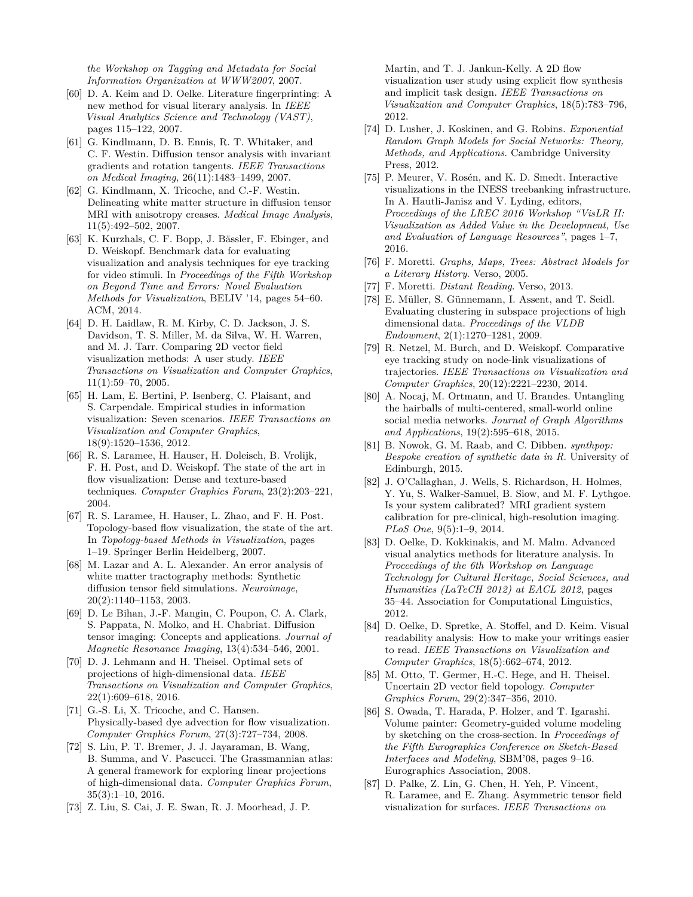*the Workshop on Tagging and Metadata for Social Information Organization at WWW2007*, 2007.

[60] D. A. Keim and D. Oelke. Literature fingerprinting: A new method for visual literary analysis. In *IEEE Visual Analytics Science and Technology (VAST)*, pages 115–122, 2007.

[61] G. Kindlmann, D. B. Ennis, R. T. Whitaker, and C. F. Westin. Diffusion tensor analysis with invariant gradients and rotation tangents. *IEEE Transactions on Medical Imaging*, 26(11):1483–1499, 2007.

[62] G. Kindlmann, X. Tricoche, and C.-F. Westin. Delineating white matter structure in diffusion tensor MRI with anisotropy creases. *Medical Image Analysis*, 11(5):492–502, 2007.

[63] K. Kurzhals, C. F. Bopp, J. Bässler, F. Ebinger, and D. Weiskopf. Benchmark data for evaluating visualization and analysis techniques for eye tracking for video stimuli. In *Proceedings of the Fifth Workshop on Beyond Time and Errors: Novel Evaluation Methods for Visualization*, BELIV '14, pages 54–60. ACM, 2014.

[64] D. H. Laidlaw, R. M. Kirby, C. D. Jackson, J. S. Davidson, T. S. Miller, M. da Silva, W. H. Warren, and M. J. Tarr. Comparing 2D vector field visualization methods: A user study. *IEEE Transactions on Visualization and Computer Graphics*, 11(1):59–70, 2005.

[65] H. Lam, E. Bertini, P. Isenberg, C. Plaisant, and S. Carpendale. Empirical studies in information visualization: Seven scenarios. *IEEE Transactions on Visualization and Computer Graphics*, 18(9):1520–1536, 2012.

[66] R. S. Laramee, H. Hauser, H. Doleisch, B. Vrolijk, F. H. Post, and D. Weiskopf. The state of the art in flow visualization: Dense and texture-based techniques. *Computer Graphics Forum*, 23(2):203–221, 2004.

[67] R. S. Laramee, H. Hauser, L. Zhao, and F. H. Post. Topology-based flow visualization, the state of the art. In *Topology-based Methods in Visualization*, pages 1–19. Springer Berlin Heidelberg, 2007.

[68] M. Lazar and A. L. Alexander. An error analysis of white matter tractography methods: Synthetic diffusion tensor field simulations. *Neuroimage*, 20(2):1140–1153, 2003.

[69] D. Le Bihan, J.-F. Mangin, C. Poupon, C. A. Clark, S. Pappata, N. Molko, and H. Chabriat. Diffusion tensor imaging: Concepts and applications. *Journal of Magnetic Resonance Imaging*, 13(4):534–546, 2001.

[70] D. J. Lehmann and H. Theisel. Optimal sets of projections of high-dimensional data. *IEEE Transactions on Visualization and Computer Graphics*, 22(1):609–618, 2016.

[71] G.-S. Li, X. Tricoche, and C. Hansen. Physically-based dye advection for flow visualization. *Computer Graphics Forum*, 27(3):727–734, 2008.

[72] S. Liu, P. T. Bremer, J. J. Jayaraman, B. Wang, B. Summa, and V. Pascucci. The Grassmannian atlas: A general framework for exploring linear projections of high-dimensional data. *Computer Graphics Forum*, 35(3):1–10, 2016.

[73] Z. Liu, S. Cai, J. E. Swan, R. J. Moorhead, J. P. Martin, and T. J. Jankun-Kelly. A 2D flow visualization user study using explicit flow synthesis and implicit task design. *IEEE Transactions on Visualization and Computer Graphics*, 18(5):783–796, 2012.

[74] D. Lusher, J. Koskinen, and G. Robins. *Exponential Random Graph Models for Social Networks: Theory, Methods, and Applications*. Cambridge University Press, 2012.

[75] P. Meurer, V. Rosén, and K. D. Smedt. Interactive visualizations in the INESS treebanking infrastructure. In A. Hautli-Janisz and V. Lyding, editors, *Proceedings of the LREC 2016 Workshop "VisLR II: Visualization as Added Value in the Development, Use and Evaluation of Language Resources"*, pages 1–7, 2016.

[76] F. Moretti. *Graphs, Maps, Trees: Abstract Models for a Literary History*. Verso, 2005.

[77] F. Moretti. *Distant Reading*. Verso, 2013.

[78] E. Müller, S. Günnemann, I. Assent, and T. Seidl. Evaluating clustering in subspace projections of high dimensional data. *Proceedings of the VLDB Endowment*, 2(1):1270–1281, 2009.

[79] R. Netzel, M. Burch, and D. Weiskopf. Comparative eye tracking study on node-link visualizations of trajectories. *IEEE Transactions on Visualization and Computer Graphics*, 20(12):2221–2230, 2014.

[80] A. Nocaj, M. Ortmann, and U. Brandes. Untangling the hairballs of multi-centered, small-world online social media networks. *Journal of Graph Algorithms and Applications*, 19(2):595–618, 2015.

[81] B. Nowok, G. M. Raab, and C. Dibben. *synthpop: Bespoke creation of synthetic data in R*. University of Edinburgh, 2015.

[82] J. O'Callaghan, J. Wells, S. Richardson, H. Holmes, Y. Yu, S. Walker-Samuel, B. Siow, and M. F. Lythgoe. Is your system calibrated? MRI gradient system calibration for pre-clinical, high-resolution imaging. *PLoS One*, 9(5):1–9, 2014.

[83] D. Oelke, D. Kokkinakis, and M. Malm. Advanced visual analytics methods for literature analysis. In *Proceedings of the 6th Workshop on Language Technology for Cultural Heritage, Social Sciences, and Humanities (LaTeCH 2012) at EACL 2012*, pages 35–44. Association for Computational Linguistics, 2012.

[84] D. Oelke, D. Spretke, A. Stoffel, and D. Keim. Visual readability analysis: How to make your writings easier to read. *IEEE Transactions on Visualization and Computer Graphics*, 18(5):662–674, 2012.

[85] M. Otto, T. Germer, H.-C. Hege, and H. Theisel. Uncertain 2D vector field topology. *Computer Graphics Forum*, 29(2):347–356, 2010.

[86] S. Owada, T. Harada, P. Holzer, and T. Igarashi. Volume painter: Geometry-guided volume modeling by sketching on the cross-section. In *Proceedings of the Fifth Eurographics Conference on Sketch-Based Interfaces and Modeling*, SBM'08, pages 9–16. Eurographics Association, 2008.

[87] D. Palke, Z. Lin, G. Chen, H. Yeh, P. Vincent, R. Laramee, and E. Zhang. Asymmetric tensor field visualization for surfaces. *IEEE Transactions on*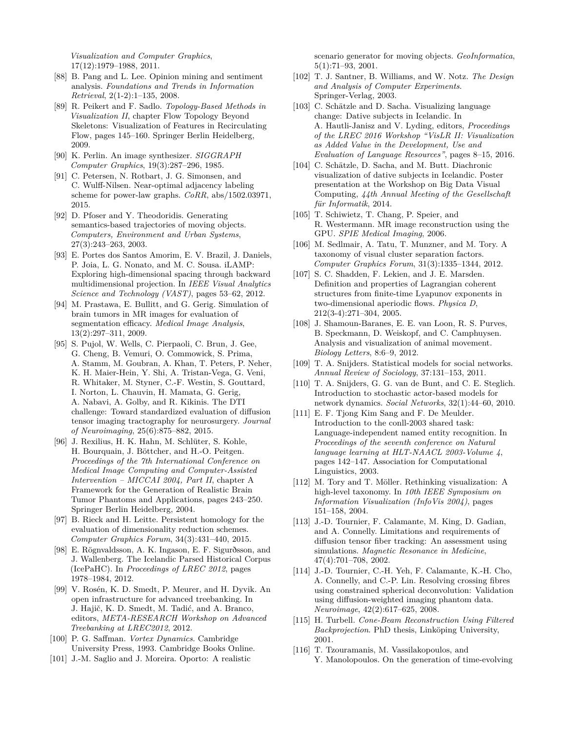*Visualization and Computer Graphics*, 17(12):1979–1988, 2011.

[88] B. Pang and L. Lee. Opinion mining and sentiment analysis. *Foundations and Trends in Information Retrieval*, 2(1-2):1–135, 2008.

[89] R. Peikert and F. Sadlo. *Topology-Based Methods in Visualization II*, chapter Flow Topology Beyond Skeletons: Visualization of Features in Recirculating Flow, pages 145–160. Springer Berlin Heidelberg, 2009.

[90] K. Perlin. An image synthesizer. *SIGGRAPH Computer Graphics*, 19(3):287–296, 1985.

[91] C. Petersen, N. Rotbart, J. G. Simonsen, and C. Wulff-Nilsen. Near-optimal adjacency labeling scheme for power-law graphs. *CoRR*, abs/1502.03971, 2015.

[92] D. Pfoser and Y. Theodoridis. Generating semantics-based trajectories of moving objects. *Computers, Environment and Urban Systems*, 27(3):243–263, 2003.

[93] E. Portes dos Santos Amorim, E. V. Brazil, J. Daniels, P. Joia, L. G. Nonato, and M. C. Sousa. iLAMP: Exploring high-dimensional spacing through backward multidimensional projection. In *IEEE Visual Analytics Science and Technology (VAST)*, pages 53–62, 2012.

[94] M. Prastawa, E. Bullitt, and G. Gerig. Simulation of brain tumors in MR images for evaluation of segmentation efficacy. *Medical Image Analysis*, 13(2):297–311, 2009.

[95] S. Pujol, W. Wells, C. Pierpaoli, C. Brun, J. Gee, G. Cheng, B. Vemuri, O. Commowick, S. Prima, A. Stamm, M. Goubran, A. Khan, T. Peters, P. Neher, K. H. Maier-Hein, Y. Shi, A. Tristan-Vega, G. Veni, R. Whitaker, M. Styner, C.-F. Westin, S. Gouttard, I. Norton, L. Chauvin, H. Mamata, G. Gerig, A. Nabavi, A. Golby, and R. Kikinis. The DTI challenge: Toward standardized evaluation of diffusion tensor imaging tractography for neurosurgery. *Journal of Neuroimaging*, 25(6):875–882, 2015.

[96] J. Rexilius, H. K. Hahn, M. Schlüter, S. Kohle, H. Bourquain, J. Böttcher, and H.-O. Peitgen. *Proceedings of the 7th International Conference on Medical Image Computing and Computer-Assisted Intervention – MICCAI 2004, Part II*, chapter A Framework for the Generation of Realistic Brain Tumor Phantoms and Applications, pages 243–250. Springer Berlin Heidelberg, 2004.

[97] B. Rieck and H. Leitte. Persistent homology for the evaluation of dimensionality reduction schemes. *Computer Graphics Forum*, 34(3):431–440, 2015.

[98] E. Rögnvaldsson, A. K. Ingason, E. F. Sigurðsson, and J. Wallenberg. The Icelandic Parsed Historical Corpus (IcePaHC). In *Proceedings of LREC 2012*, pages 1978–1984, 2012.

[99] V. Rosén, K. D. Smedt, P. Meurer, and H. Dyvik. An open infrastructure for advanced treebanking. In J. Hajič, K. D. Smedt, M. Tadić, and A. Branco, editors, *META-RESEARCH Workshop on Advanced Treebanking at LREC2012*, 2012.

[100] P. G. Saffman. *Vortex Dynamics*. Cambridge University Press, 1993. Cambridge Books Online.

[101] J.-M. Saglio and J. Moreira. Oporto: A realistic scenario generator for moving objects. *GeoInformatica*, 5(1):71–93, 2001.

[102] T. J. Santner, B. Williams, and W. Notz. *The Design and Analysis of Computer Experiments*. Springer-Verlag, 2003.

[103] C. Schätzle and D. Sacha. Visualizing language change: Dative subjects in Icelandic. In A. Hautli-Janisz and V. Lyding, editors, *Proceedings of the LREC 2016 Workshop "VisLR II: Visualization as Added Value in the Development, Use and Evaluation of Language Resources"*, pages 8–15, 2016.

[104] C. Schätzle, D. Sacha, and M. Butt. Diachronic visualization of dative subjects in Icelandic. Poster presentation at the Workshop on Big Data Visual Computing, *44th Annual Meeting of the Gesellschaft für Informatik*, 2014.

[105] T. Schiwietz, T. Chang, P. Speier, and R. Westermann. MR image reconstruction using the GPU. *SPIE Medical Imaging*, 2006.

[106] M. Sedlmair, A. Tatu, T. Munzner, and M. Tory. A taxonomy of visual cluster separation factors. *Computer Graphics Forum*, 31(3):1335–1344, 2012.

[107] S. C. Shadden, F. Lekien, and J. E. Marsden. Definition and properties of Lagrangian coherent structures from finite-time Lyapunov exponents in two-dimensional aperiodic flows. *Physica D*, 212(3-4):271–304, 2005.

[108] J. Shamoun-Baranes, E. E. van Loon, R. S. Purves, B. Speckmann, D. Weiskopf, and C. Camphuysen. Analysis and visualization of animal movement. *Biology Letters*, 8:6–9, 2012.

[109] T. A. Snijders. Statistical models for social networks. *Annual Review of Sociology*, 37:131–153, 2011.

[110] T. A. Snijders, G. G. van de Bunt, and C. E. Steglich. Introduction to stochastic actor-based models for network dynamics. *Social Networks*, 32(1):44–60, 2010.

[111] E. F. Tjong Kim Sang and F. De Meulder. Introduction to the conll-2003 shared task: Language-independent named entity recognition. In *Proceedings of the seventh conference on Natural language learning at HLT-NAACL 2003-Volume 4*, pages 142–147. Association for Computational Linguistics, 2003.

[112] M. Tory and T. Möller. Rethinking visualization: A high-level taxonomy. In *10th IEEE Symposium on Information Visualization (InfoVis 2004)*, pages 151–158, 2004.

[113] J.-D. Tournier, F. Calamante, M. King, D. Gadian, and A. Connelly. Limitations and requirements of diffusion tensor fiber tracking: An assessment using simulations. *Magnetic Resonance in Medicine*, 47(4):701–708, 2002.

[114] J.-D. Tournier, C.-H. Yeh, F. Calamante, K.-H. Cho, A. Connelly, and C.-P. Lin. Resolving crossing fibres using constrained spherical deconvolution: Validation using diffusion-weighted imaging phantom data. *Neuroimage*, 42(2):617–625, 2008.

[115] H. Turbell. *Cone-Beam Reconstruction Using Filtered Backprojection*. PhD thesis, Linköping University, 2001.

[116] T. Tzouramanis, M. Vassilakopoulos, and Y. Manolopoulos. On the generation of time-evolving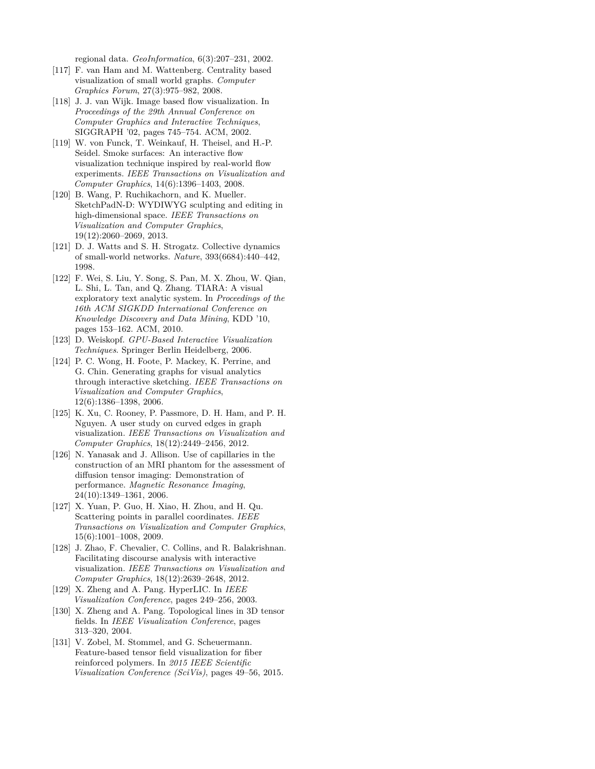regional data. *GeoInformatica*, 6(3):207–231, 2002.

[117] F. van Ham and M. Wattenberg. Centrality based visualization of small world graphs. *Computer Graphics Forum*, 27(3):975–982, 2008.

[118] J. J. van Wijk. Image based flow visualization. In *Proceedings of the 29th Annual Conference on Computer Graphics and Interactive Techniques*, SIGGRAPH '02, pages 745–754. ACM, 2002.

[119] W. von Funck, T. Weinkauf, H. Theisel, and H.-P. Seidel. Smoke surfaces: An interactive flow visualization technique inspired by real-world flow experiments. *IEEE Transactions on Visualization and Computer Graphics*, 14(6):1396–1403, 2008.

[120] B. Wang, P. Ruchikachorn, and K. Mueller. SketchPadN-D: WYDIWYG sculpting and editing in high-dimensional space. *IEEE Transactions on Visualization and Computer Graphics*, 19(12):2060–2069, 2013.

[121] D. J. Watts and S. H. Strogatz. Collective dynamics of small-world networks. *Nature*, 393(6684):440–442, 1998.

[122] F. Wei, S. Liu, Y. Song, S. Pan, M. X. Zhou, W. Qian, L. Shi, L. Tan, and Q. Zhang. TIARA: A visual exploratory text analytic system. In *Proceedings of the 16th ACM SIGKDD International Conference on Knowledge Discovery and Data Mining*, KDD '10, pages 153–162. ACM, 2010.

[123] D. Weiskopf. *GPU-Based Interactive Visualization Techniques*. Springer Berlin Heidelberg, 2006.

[124] P. C. Wong, H. Foote, P. Mackey, K. Perrine, and G. Chin. Generating graphs for visual analytics through interactive sketching. *IEEE Transactions on Visualization and Computer Graphics*, 12(6):1386–1398, 2006.

[125] K. Xu, C. Rooney, P. Passmore, D. H. Ham, and P. H. Nguyen. A user study on curved edges in graph visualization. *IEEE Transactions on Visualization and Computer Graphics*, 18(12):2449–2456, 2012.

[126] N. Yanasak and J. Allison. Use of capillaries in the construction of an MRI phantom for the assessment of diffusion tensor imaging: Demonstration of performance. *Magnetic Resonance Imaging*, 24(10):1349–1361, 2006.

[127] X. Yuan, P. Guo, H. Xiao, H. Zhou, and H. Qu. Scattering points in parallel coordinates. *IEEE Transactions on Visualization and Computer Graphics*, 15(6):1001–1008, 2009.

[128] J. Zhao, F. Chevalier, C. Collins, and R. Balakrishnan. Facilitating discourse analysis with interactive visualization. *IEEE Transactions on Visualization and Computer Graphics*, 18(12):2639–2648, 2012.

[129] X. Zheng and A. Pang. HyperLIC. In *IEEE Visualization Conference*, pages 249–256, 2003.

[130] X. Zheng and A. Pang. Topological lines in 3D tensor fields. In *IEEE Visualization Conference*, pages 313–320, 2004.

[131] V. Zobel, M. Stommel, and G. Scheuermann. Feature-based tensor field visualization for fiber reinforced polymers. In *2015 IEEE Scientific Visualization Conference (SciVis)*, pages 49–56, 2015.